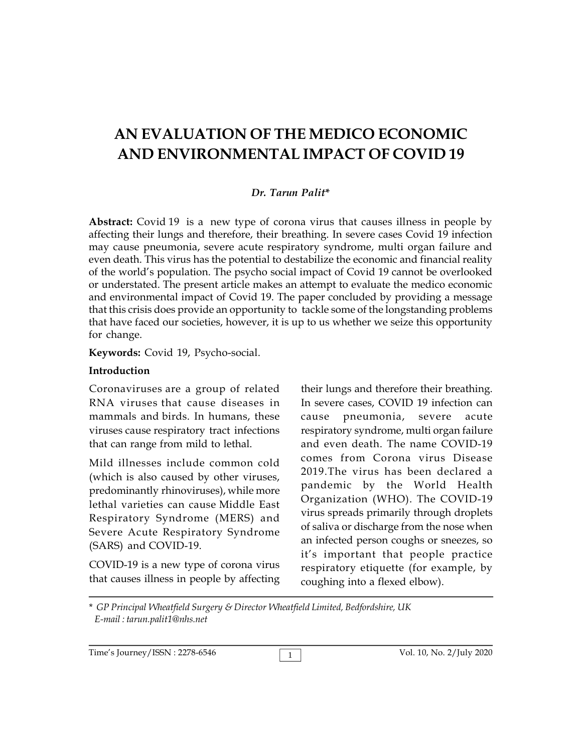# AN EVALUATION OF THE MEDICO ECONOMIC AND ENVIRONMENTAL IMPACT OF COVID 19

***Dr. Tarun Palit****

**Abstract:** Covid 19 is a new type of corona virus that causes illness in people by affecting their lungs and therefore, their breathing. In severe cases Covid 19 infection may cause pneumonia, severe acute respiratory syndrome, multi organ failure and even death. This virus has the potential to destabilize the economic and financial reality of the world's population. The psycho social impact of Covid 19 cannot be overlooked or understated. The present article makes an attempt to evaluate the medico economic and environmental impact of Covid 19. The paper concluded by providing a message that this crisis does provide an opportunity to tackle some of the longstanding problems that have faced our societies, however, it is up to us whether we seize this opportunity for change.

**Keywords:** Covid 19, Psycho-social.

**Introduction**

Coronaviruses are a group of related RNA viruses that cause diseases in mammals and birds. In humans, these viruses cause respiratory tract infections that can range from mild to lethal.

Mild illnesses include common cold (which is also caused by other viruses, predominantly rhinoviruses), while more lethal varieties can cause Middle East Respiratory Syndrome (MERS) and Severe Acute Respiratory Syndrome (SARS) and COVID-19.

COVID-19 is a new type of corona virus that causes illness in people by affecting their lungs and therefore their breathing. In severe cases, COVID 19 infection can cause pneumonia, severe acute respiratory syndrome, multi organ failure and even death. The name COVID-19 comes from Corona virus Disease 2019.The virus has been declared a pandemic by the World Health Organization (WHO). The COVID-19 virus spreads primarily through droplets of saliva or discharge from the nose when an infected person coughs or sneezes, so it's important that people practice respiratory etiquette (for example, by coughing into a flexed elbow).

---

\* *GP Principal Wheatfield Surgery & Director Wheatfield Limited, Bedfordshire, UK*
*E-mail : tarun.palit1@nhs.net*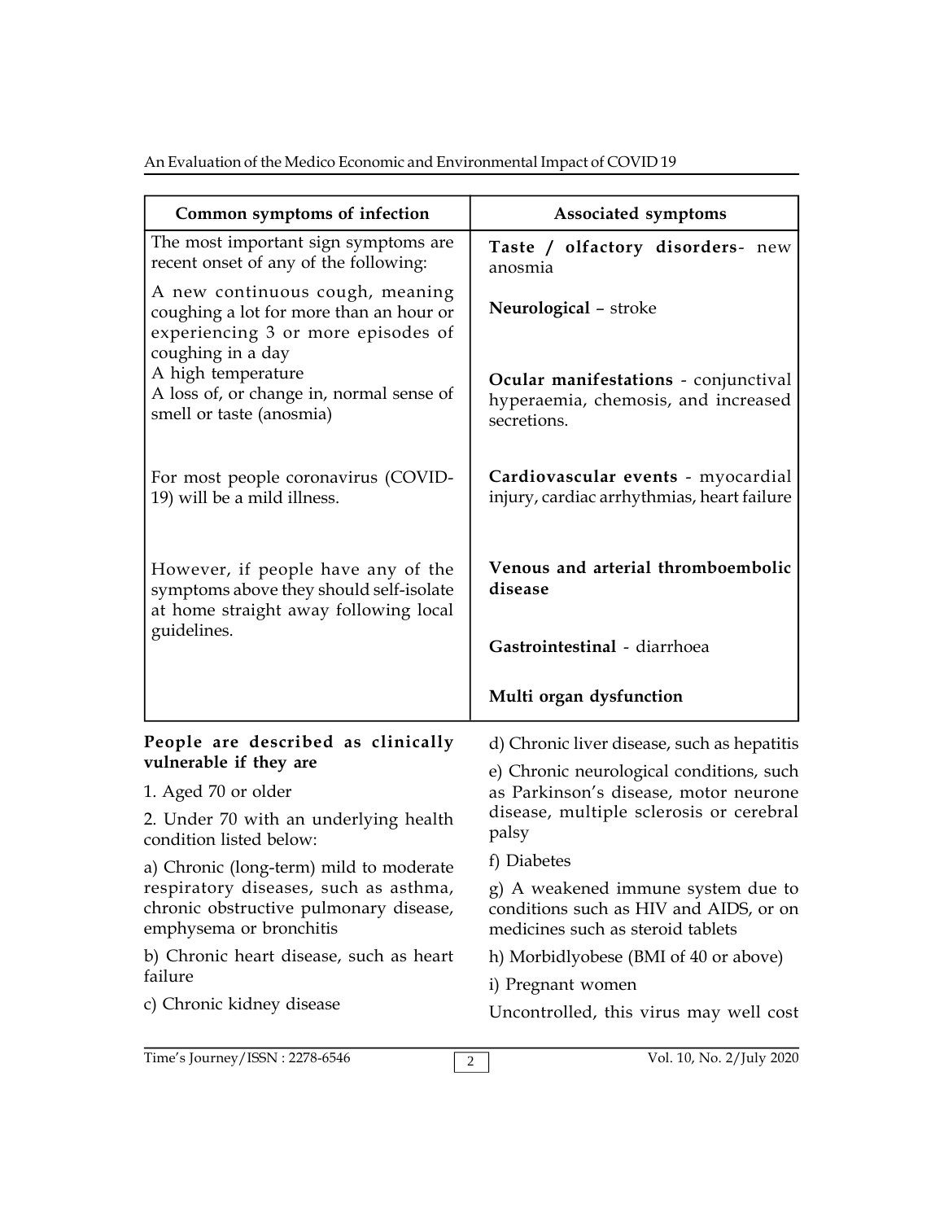| Common symptoms of infection | Associated symptoms |
| --- | --- |
| The most important sign symptoms are recent onset of any of the following: A new continuous cough, meaning coughing a lot for more than an hour or experiencing 3 or more episodes of coughing in a day A high temperature A loss of, or change in, normal sense of smell or taste (anosmia) | **Taste / olfactory disorders**- new anosmia **Neurological** – stroke **Ocular manifestations** - conjunctival hyperaemia, chemosis, and increased secretions. |
| For most people coronavirus (COVID-19) will be a mild illness. | **Cardiovascular events** - myocardial injury, cardiac arrhythmias, heart failure |
| However, if people have any of the symptoms above they should self-isolate at home straight away following local guidelines. | **Venous and arterial thromboembolic disease** **Gastrointestinal** - diarrhoea **Multi organ dysfunction** |

**People are described as clinically vulnerable if they are**

1. Aged 70 or older
2. Under 70 with an underlying health condition listed below:

a) Chronic (long-term) mild to moderate respiratory diseases, such as asthma, chronic obstructive pulmonary disease, emphysema or bronchitis

b) Chronic heart disease, such as heart failure

c) Chronic kidney disease

d) Chronic liver disease, such as hepatitis

e) Chronic neurological conditions, such as Parkinson's disease, motor neurone disease, multiple sclerosis or cerebral palsy

f) Diabetes

g) A weakened immune system due to conditions such as HIV and AIDS, or on medicines such as steroid tablets

h) Morbidlyobese (BMI of 40 or above)

i) Pregnant women

Uncontrolled, this virus may well cost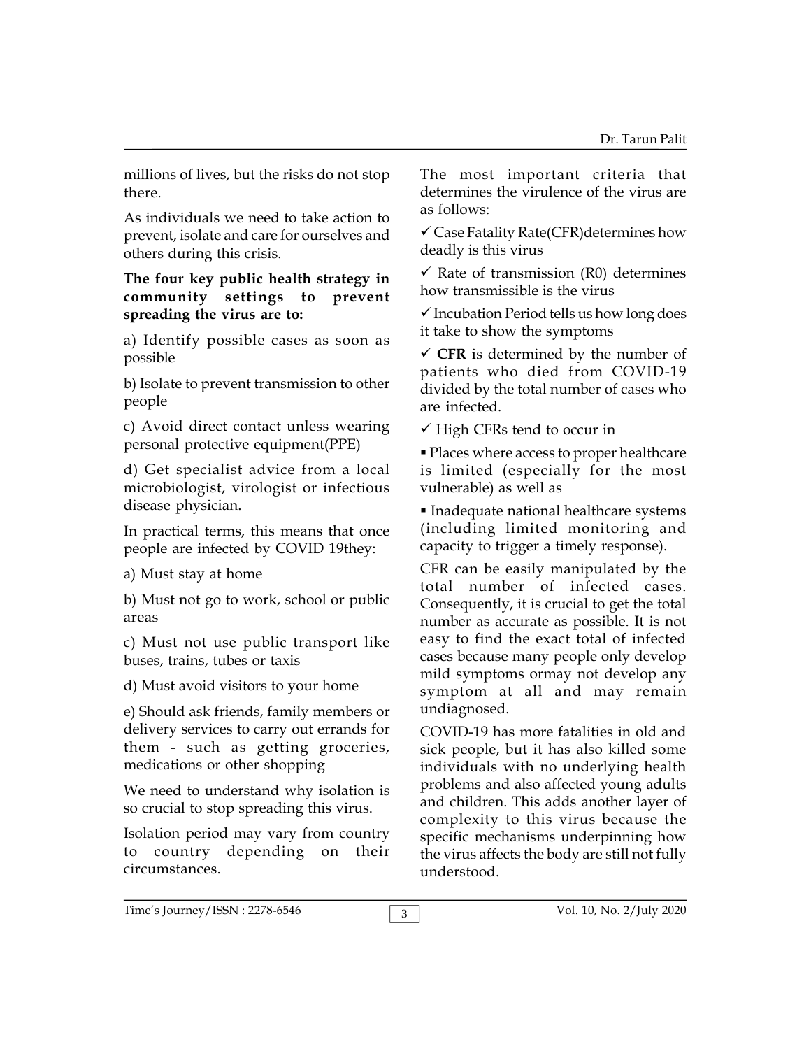millions of lives, but the risks do not stop there.

As individuals we need to take action to prevent, isolate and care for ourselves and others during this crisis.

**The four key public health strategy in community settings to prevent spreading the virus are to:**

a) Identify possible cases as soon as possible

b) Isolate to prevent transmission to other people

c) Avoid direct contact unless wearing personal protective equipment(PPE)

d) Get specialist advice from a local microbiologist, virologist or infectious disease physician.

In practical terms, this means that once people are infected by COVID 19they:

a) Must stay at home

b) Must not go to work, school or public areas

c) Must not use public transport like buses, trains, tubes or taxis

d) Must avoid visitors to your home

e) Should ask friends, family members or delivery services to carry out errands for them - such as getting groceries, medications or other shopping

We need to understand why isolation is so crucial to stop spreading this virus.

Isolation period may vary from country to country depending on their circumstances.

The most important criteria that determines the virulence of the virus are as follows:

✓ Case Fatality Rate(CFR)determines how deadly is this virus

✓ Rate of transmission (R0) determines how transmissible is the virus

✓ Incubation Period tells us how long does it take to show the symptoms

✓ **CFR** is determined by the number of patients who died from COVID-19 divided by the total number of cases who are infected.

✓ High CFRs tend to occur in

- Places where access to proper healthcare is limited (especially for the most vulnerable) as well as
- Inadequate national healthcare systems (including limited monitoring and capacity to trigger a timely response).

CFR can be easily manipulated by the total number of infected cases. Consequently, it is crucial to get the total number as accurate as possible. It is not easy to find the exact total of infected cases because many people only develop mild symptoms ormay not develop any symptom at all and may remain undiagnosed.

COVID-19 has more fatalities in old and sick people, but it has also killed some individuals with no underlying health problems and also affected young adults and children. This adds another layer of complexity to this virus because the specific mechanisms underpinning how the virus affects the body are still not fully understood.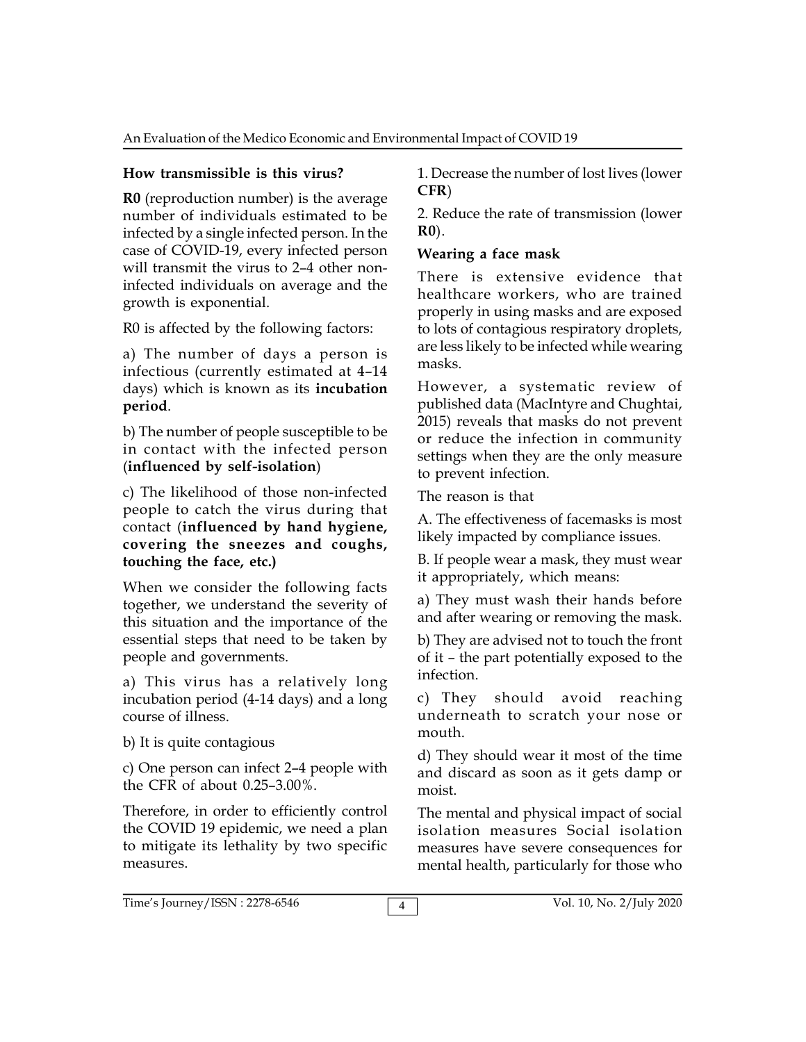### How transmissible is this virus?

**R0** (reproduction number) is the average number of individuals estimated to be infected by a single infected person. In the case of COVID-19, every infected person will transmit the virus to 2–4 other non-infected individuals on average and the growth is exponential.

R0 is affected by the following factors:

a) The number of days a person is infectious (currently estimated at 4–14 days) which is known as its **incubation period**.

b) The number of people susceptible to be in contact with the infected person (**influenced by self-isolation**)

c) The likelihood of those non-infected people to catch the virus during that contact (**influenced by hand hygiene, covering the sneezes and coughs, touching the face, etc.)**

When we consider the following facts together, we understand the severity of this situation and the importance of the essential steps that need to be taken by people and governments.

a) This virus has a relatively long incubation period (4-14 days) and a long course of illness.

b) It is quite contagious

c) One person can infect 2–4 people with the CFR of about 0.25–3.00%.

Therefore, in order to efficiently control the COVID 19 epidemic, we need a plan to mitigate its lethality by two specific measures.

1. Decrease the number of lost lives (lower **CFR**)

2. Reduce the rate of transmission (lower **R0**).

### Wearing a face mask

There is extensive evidence that healthcare workers, who are trained properly in using masks and are exposed to lots of contagious respiratory droplets, are less likely to be infected while wearing masks.

However, a systematic review of published data (MacIntyre and Chughtai, 2015) reveals that masks do not prevent or reduce the infection in community settings when they are the only measure to prevent infection.

The reason is that

A. The effectiveness of facemasks is most likely impacted by compliance issues.

B. If people wear a mask, they must wear it appropriately, which means:

a) They must wash their hands before and after wearing or removing the mask.

b) They are advised not to touch the front of it – the part potentially exposed to the infection.

c) They should avoid reaching underneath to scratch your nose or mouth.

d) They should wear it most of the time and discard as soon as it gets damp or moist.

The mental and physical impact of social isolation measures Social isolation measures have severe consequences for mental health, particularly for those who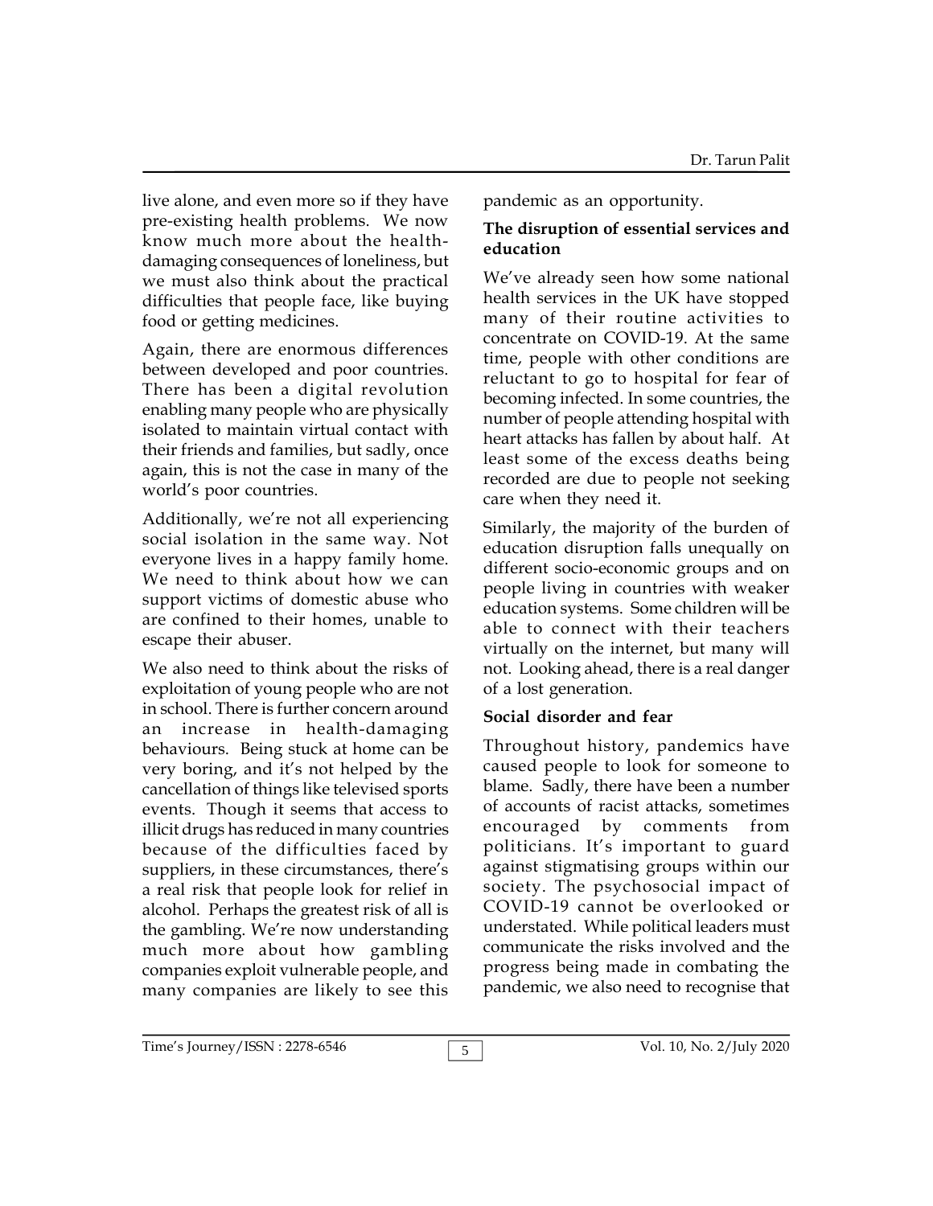live alone, and even more so if they have pre-existing health problems. We now know much more about the health-damaging consequences of loneliness, but we must also think about the practical difficulties that people face, like buying food or getting medicines.

Again, there are enormous differences between developed and poor countries. There has been a digital revolution enabling many people who are physically isolated to maintain virtual contact with their friends and families, but sadly, once again, this is not the case in many of the world's poor countries.

Additionally, we're not all experiencing social isolation in the same way. Not everyone lives in a happy family home. We need to think about how we can support victims of domestic abuse who are confined to their homes, unable to escape their abuser.

We also need to think about the risks of exploitation of young people who are not in school. There is further concern around an increase in health-damaging behaviours. Being stuck at home can be very boring, and it's not helped by the cancellation of things like televised sports events. Though it seems that access to illicit drugs has reduced in many countries because of the difficulties faced by suppliers, in these circumstances, there's a real risk that people look for relief in alcohol. Perhaps the greatest risk of all is the gambling. We're now understanding much more about how gambling companies exploit vulnerable people, and many companies are likely to see this pandemic as an opportunity.

**The disruption of essential services and education**

We've already seen how some national health services in the UK have stopped many of their routine activities to concentrate on COVID-19. At the same time, people with other conditions are reluctant to go to hospital for fear of becoming infected. In some countries, the number of people attending hospital with heart attacks has fallen by about half. At least some of the excess deaths being recorded are due to people not seeking care when they need it.

Similarly, the majority of the burden of education disruption falls unequally on different socio-economic groups and on people living in countries with weaker education systems. Some children will be able to connect with their teachers virtually on the internet, but many will not. Looking ahead, there is a real danger of a lost generation.

**Social disorder and fear**

Throughout history, pandemics have caused people to look for someone to blame. Sadly, there have been a number of accounts of racist attacks, sometimes encouraged by comments from politicians. It's important to guard against stigmatising groups within our society. The psychosocial impact of COVID-19 cannot be overlooked or understated. While political leaders must communicate the risks involved and the progress being made in combating the pandemic, we also need to recognise that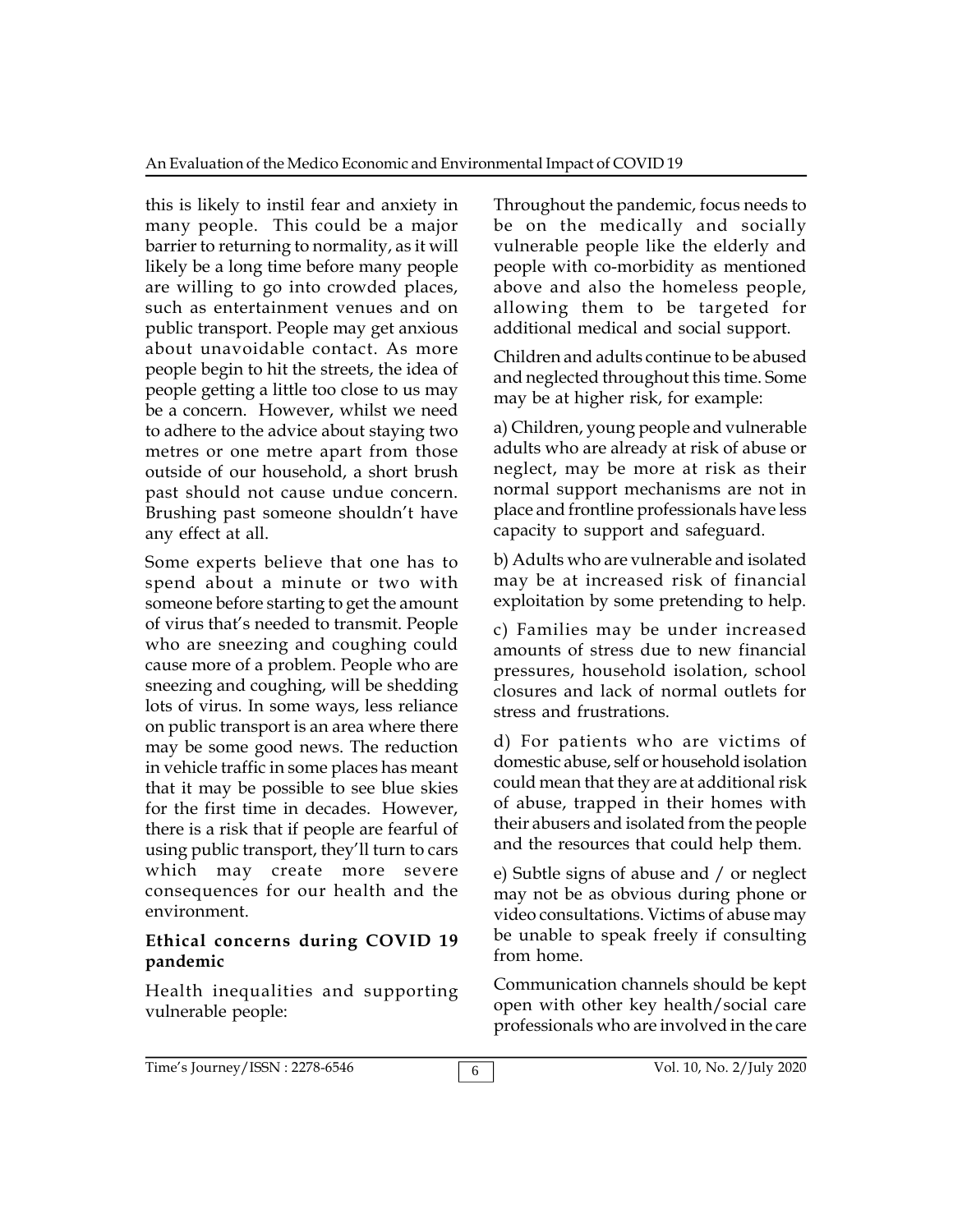this is likely to instil fear and anxiety in many people. This could be a major barrier to returning to normality, as it will likely be a long time before many people are willing to go into crowded places, such as entertainment venues and on public transport. People may get anxious about unavoidable contact. As more people begin to hit the streets, the idea of people getting a little too close to us may be a concern. However, whilst we need to adhere to the advice about staying two metres or one metre apart from those outside of our household, a short brush past should not cause undue concern. Brushing past someone shouldn't have any effect at all.

Some experts believe that one has to spend about a minute or two with someone before starting to get the amount of virus that's needed to transmit. People who are sneezing and coughing could cause more of a problem. People who are sneezing and coughing, will be shedding lots of virus. In some ways, less reliance on public transport is an area where there may be some good news. The reduction in vehicle traffic in some places has meant that it may be possible to see blue skies for the first time in decades. However, there is a risk that if people are fearful of using public transport, they'll turn to cars which may create more severe consequences for our health and the environment.

**Ethical concerns during COVID 19 pandemic**

Health inequalities and supporting vulnerable people:

Throughout the pandemic, focus needs to be on the medically and socially vulnerable people like the elderly and people with co-morbidity as mentioned above and also the homeless people, allowing them to be targeted for additional medical and social support.

Children and adults continue to be abused and neglected throughout this time. Some may be at higher risk, for example:

a) Children, young people and vulnerable adults who are already at risk of abuse or neglect, may be more at risk as their normal support mechanisms are not in place and frontline professionals have less capacity to support and safeguard.

b) Adults who are vulnerable and isolated may be at increased risk of financial exploitation by some pretending to help.

c) Families may be under increased amounts of stress due to new financial pressures, household isolation, school closures and lack of normal outlets for stress and frustrations.

d) For patients who are victims of domestic abuse, self or household isolation could mean that they are at additional risk of abuse, trapped in their homes with their abusers and isolated from the people and the resources that could help them.

e) Subtle signs of abuse and / or neglect may not be as obvious during phone or video consultations. Victims of abuse may be unable to speak freely if consulting from home.

Communication channels should be kept open with other key health/social care professionals who are involved in the care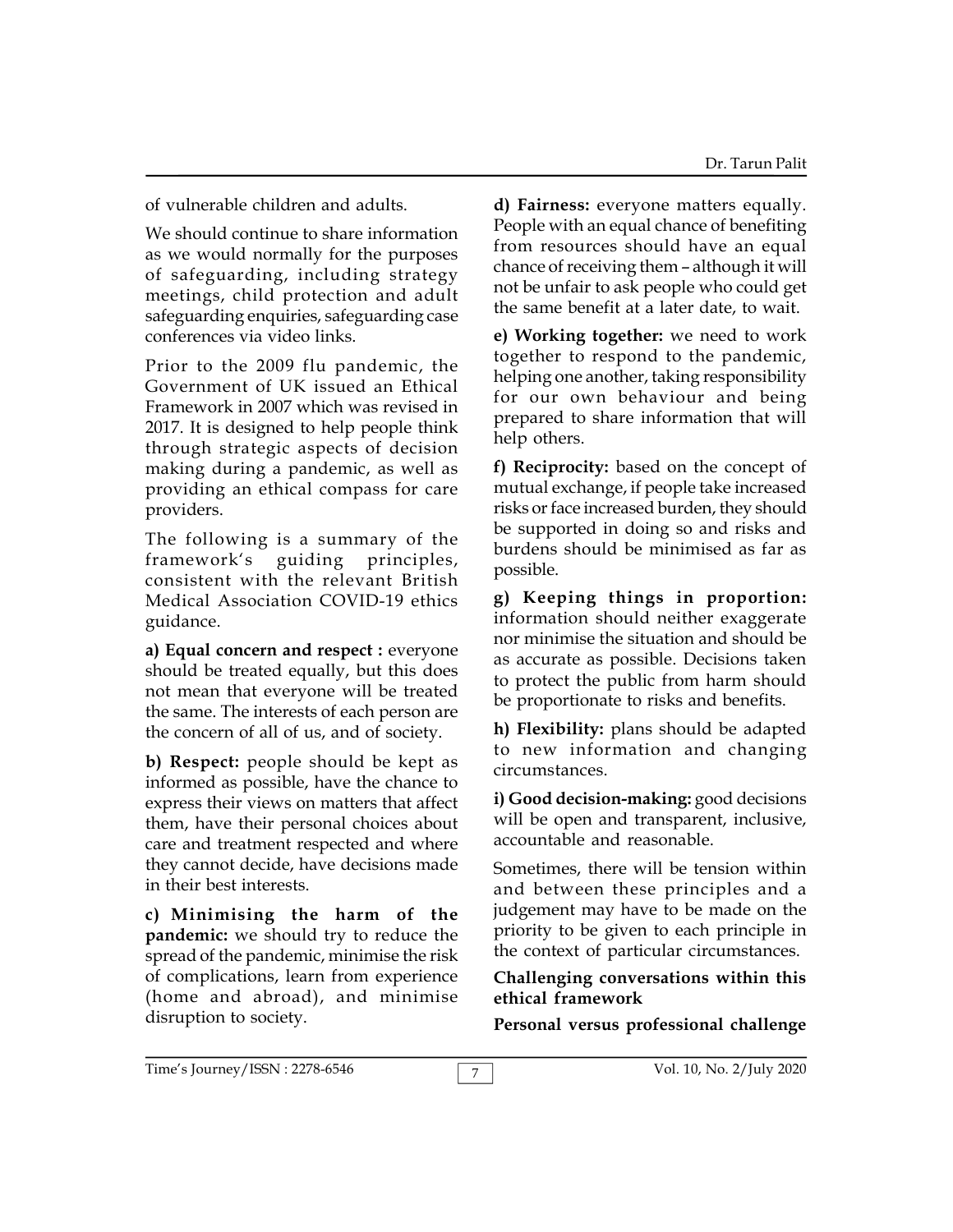of vulnerable children and adults.

We should continue to share information as we would normally for the purposes of safeguarding, including strategy meetings, child protection and adult safeguarding enquiries, safeguarding case conferences via video links.

Prior to the 2009 flu pandemic, the Government of UK issued an Ethical Framework in 2007 which was revised in 2017. It is designed to help people think through strategic aspects of decision making during a pandemic, as well as providing an ethical compass for care providers.

The following is a summary of the framework's guiding principles, consistent with the relevant British Medical Association COVID-19 ethics guidance.

**a) Equal concern and respect :** everyone should be treated equally, but this does not mean that everyone will be treated the same. The interests of each person are the concern of all of us, and of society.

**b) Respect:** people should be kept as informed as possible, have the chance to express their views on matters that affect them, have their personal choices about care and treatment respected and where they cannot decide, have decisions made in their best interests.

**c) Minimising the harm of the pandemic:** we should try to reduce the spread of the pandemic, minimise the risk of complications, learn from experience (home and abroad), and minimise disruption to society.

**d) Fairness:** everyone matters equally. People with an equal chance of benefiting from resources should have an equal chance of receiving them – although it will not be unfair to ask people who could get the same benefit at a later date, to wait.

**e) Working together:** we need to work together to respond to the pandemic, helping one another, taking responsibility for our own behaviour and being prepared to share information that will help others.

**f) Reciprocity:** based on the concept of mutual exchange, if people take increased risks or face increased burden, they should be supported in doing so and risks and burdens should be minimised as far as possible.

**g) Keeping things in proportion:** information should neither exaggerate nor minimise the situation and should be as accurate as possible. Decisions taken to protect the public from harm should be proportionate to risks and benefits.

**h) Flexibility:** plans should be adapted to new information and changing circumstances.

**i) Good decision-making:** good decisions will be open and transparent, inclusive, accountable and reasonable.

Sometimes, there will be tension within and between these principles and a judgement may have to be made on the priority to be given to each principle in the context of particular circumstances.

**Challenging conversations within this ethical framework**

**Personal versus professional challenge**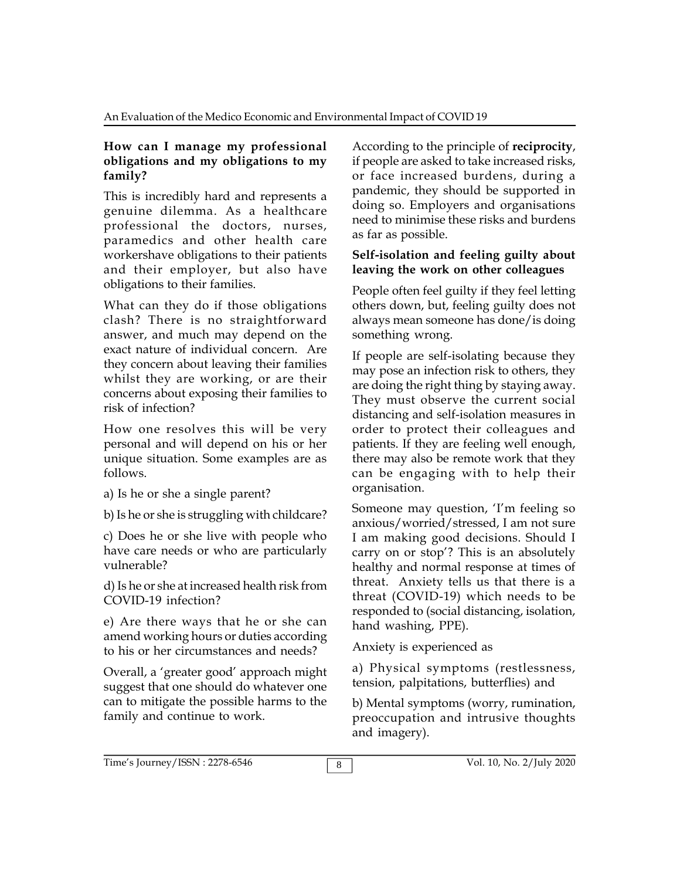**How can I manage my professional obligations and my obligations to my family?**

This is incredibly hard and represents a genuine dilemma. As a healthcare professional the doctors, nurses, paramedics and other health care workershave obligations to their patients and their employer, but also have obligations to their families.

What can they do if those obligations clash? There is no straightforward answer, and much may depend on the exact nature of individual concern. Are they concern about leaving their families whilst they are working, or are their concerns about exposing their families to risk of infection?

How one resolves this will be very personal and will depend on his or her unique situation. Some examples are as follows.

a) Is he or she a single parent?

b) Is he or she is struggling with childcare?

c) Does he or she live with people who have care needs or who are particularly vulnerable?

d) Is he or she at increased health risk from COVID-19 infection?

e) Are there ways that he or she can amend working hours or duties according to his or her circumstances and needs?

Overall, a 'greater good' approach might suggest that one should do whatever one can to mitigate the possible harms to the family and continue to work.

According to the principle of **reciprocity**, if people are asked to take increased risks, or face increased burdens, during a pandemic, they should be supported in doing so. Employers and organisations need to minimise these risks and burdens as far as possible.

**Self-isolation and feeling guilty about leaving the work on other colleagues**

People often feel guilty if they feel letting others down, but, feeling guilty does not always mean someone has done/is doing something wrong.

If people are self-isolating because they may pose an infection risk to others, they are doing the right thing by staying away. They must observe the current social distancing and self-isolation measures in order to protect their colleagues and patients. If they are feeling well enough, there may also be remote work that they can be engaging with to help their organisation.

Someone may question, 'I'm feeling so anxious/worried/stressed, I am not sure I am making good decisions. Should I carry on or stop'? This is an absolutely healthy and normal response at times of threat. Anxiety tells us that there is a threat (COVID-19) which needs to be responded to (social distancing, isolation, hand washing, PPE).

Anxiety is experienced as

a) Physical symptoms (restlessness, tension, palpitations, butterflies) and

b) Mental symptoms (worry, rumination, preoccupation and intrusive thoughts and imagery).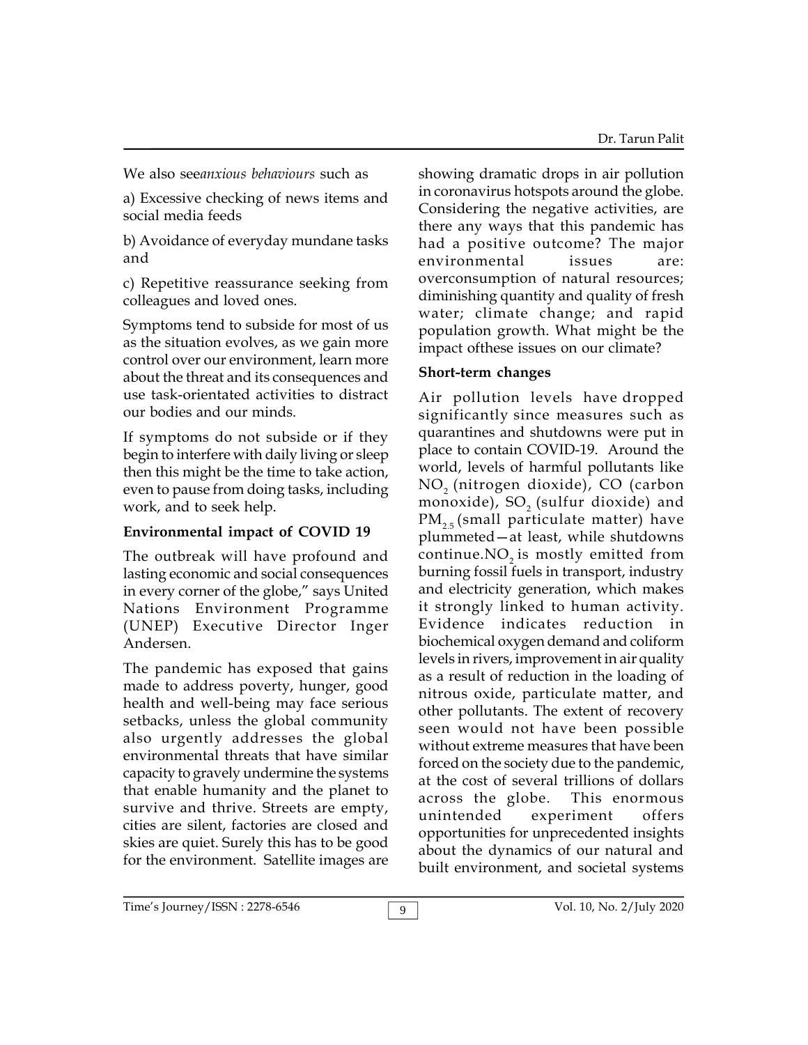We also see*anxious behaviours* such as

a) Excessive checking of news items and social media feeds

b) Avoidance of everyday mundane tasks and

c) Repetitive reassurance seeking from colleagues and loved ones.

Symptoms tend to subside for most of us as the situation evolves, as we gain more control over our environment, learn more about the threat and its consequences and use task-orientated activities to distract our bodies and our minds.

If symptoms do not subside or if they begin to interfere with daily living or sleep then this might be the time to take action, even to pause from doing tasks, including work, and to seek help.

**Environmental impact of COVID 19**

The outbreak will have profound and lasting economic and social consequences in every corner of the globe," says United Nations Environment Programme (UNEP) Executive Director Inger Andersen.

The pandemic has exposed that gains made to address poverty, hunger, good health and well-being may face serious setbacks, unless the global community also urgently addresses the global environmental threats that have similar capacity to gravely undermine the systems that enable humanity and the planet to survive and thrive. Streets are empty, cities are silent, factories are closed and skies are quiet. Surely this has to be good for the environment. Satellite images are showing dramatic drops in air pollution in coronavirus hotspots around the globe. Considering the negative activities, are there any ways that this pandemic has had a positive outcome? The major environmental issues are: overconsumption of natural resources; diminishing quantity and quality of fresh water; climate change; and rapid population growth. What might be the impact ofthese issues on our climate?

**Short-term changes**

Air pollution levels have dropped significantly since measures such as quarantines and shutdowns were put in place to contain COVID-19. Around the world, levels of harmful pollutants like $NO_2$ (nitrogen dioxide), CO (carbon monoxide), $SO_2$ (sulfur dioxide) and $PM_{2.5}$ (small particulate matter) have plummeted—at least, while shutdowns continue.$NO_2$ is mostly emitted from burning fossil fuels in transport, industry and electricity generation, which makes it strongly linked to human activity. Evidence indicates reduction in biochemical oxygen demand and coliform levels in rivers, improvement in air quality as a result of reduction in the loading of nitrous oxide, particulate matter, and other pollutants. The extent of recovery seen would not have been possible without extreme measures that have been forced on the society due to the pandemic, at the cost of several trillions of dollars across the globe. This enormous unintended experiment offers opportunities for unprecedented insights about the dynamics of our natural and built environment, and societal systems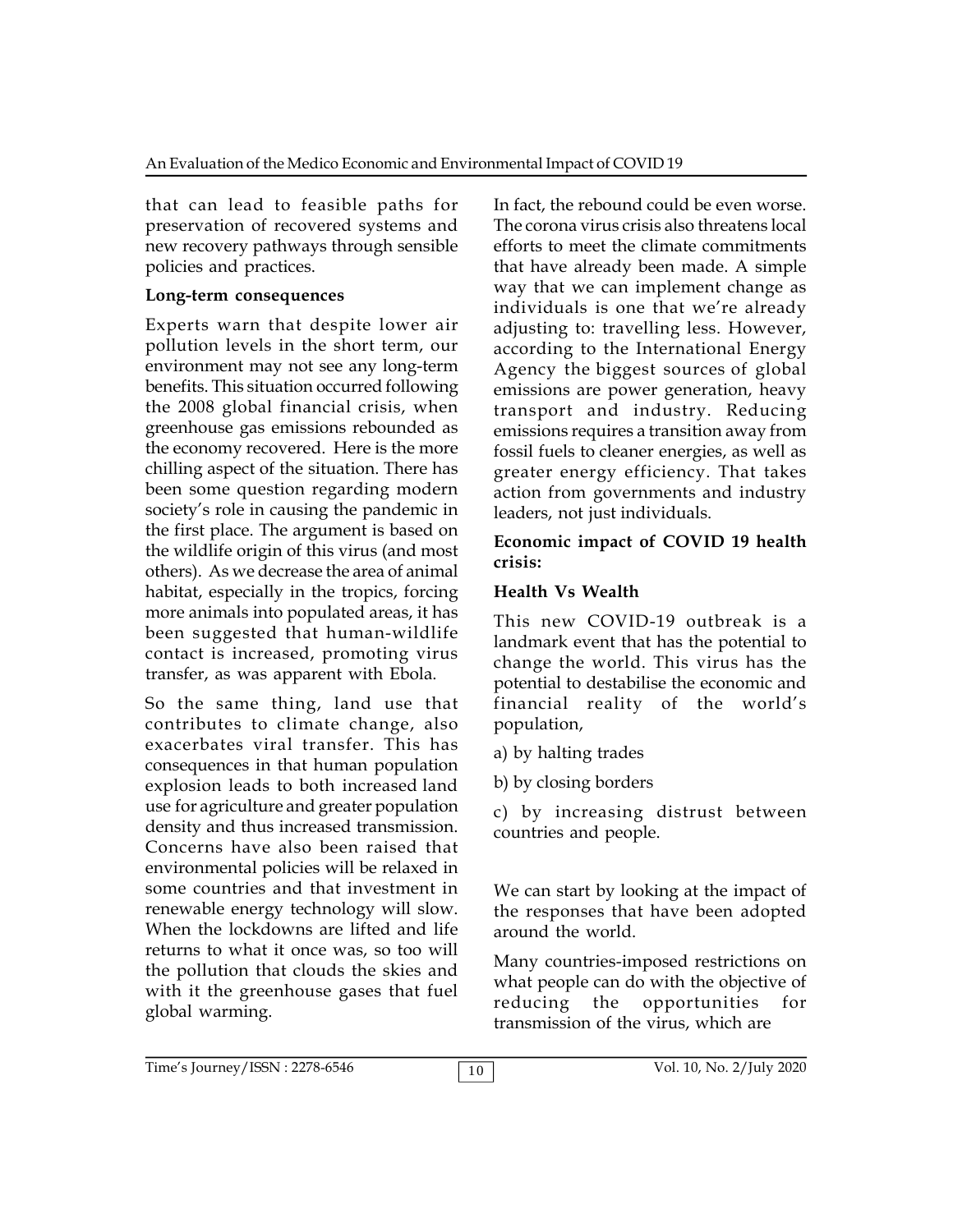that can lead to feasible paths for preservation of recovered systems and new recovery pathways through sensible policies and practices.

**Long-term consequences**

Experts warn that despite lower air pollution levels in the short term, our environment may not see any long-term benefits. This situation occurred following the 2008 global financial crisis, when greenhouse gas emissions rebounded as the economy recovered. Here is the more chilling aspect of the situation. There has been some question regarding modern society's role in causing the pandemic in the first place. The argument is based on the wildlife origin of this virus (and most others). As we decrease the area of animal habitat, especially in the tropics, forcing more animals into populated areas, it has been suggested that human-wildlife contact is increased, promoting virus transfer, as was apparent with Ebola.

So the same thing, land use that contributes to climate change, also exacerbates viral transfer. This has consequences in that human population explosion leads to both increased land use for agriculture and greater population density and thus increased transmission. Concerns have also been raised that environmental policies will be relaxed in some countries and that investment in renewable energy technology will slow. When the lockdowns are lifted and life returns to what it once was, so too will the pollution that clouds the skies and with it the greenhouse gases that fuel global warming.

In fact, the rebound could be even worse. The corona virus crisis also threatens local efforts to meet the climate commitments that have already been made. A simple way that we can implement change as individuals is one that we're already adjusting to: travelling less. However, according to the International Energy Agency the biggest sources of global emissions are power generation, heavy transport and industry. Reducing emissions requires a transition away from fossil fuels to cleaner energies, as well as greater energy efficiency. That takes action from governments and industry leaders, not just individuals.

**Economic impact of COVID 19 health crisis:**

**Health Vs Wealth**

This new COVID-19 outbreak is a landmark event that has the potential to change the world. This virus has the potential to destabilise the economic and financial reality of the world's population,

a) by halting trades

b) by closing borders

c) by increasing distrust between countries and people.

We can start by looking at the impact of the responses that have been adopted around the world.

Many countries-imposed restrictions on what people can do with the objective of reducing the opportunities for transmission of the virus, which are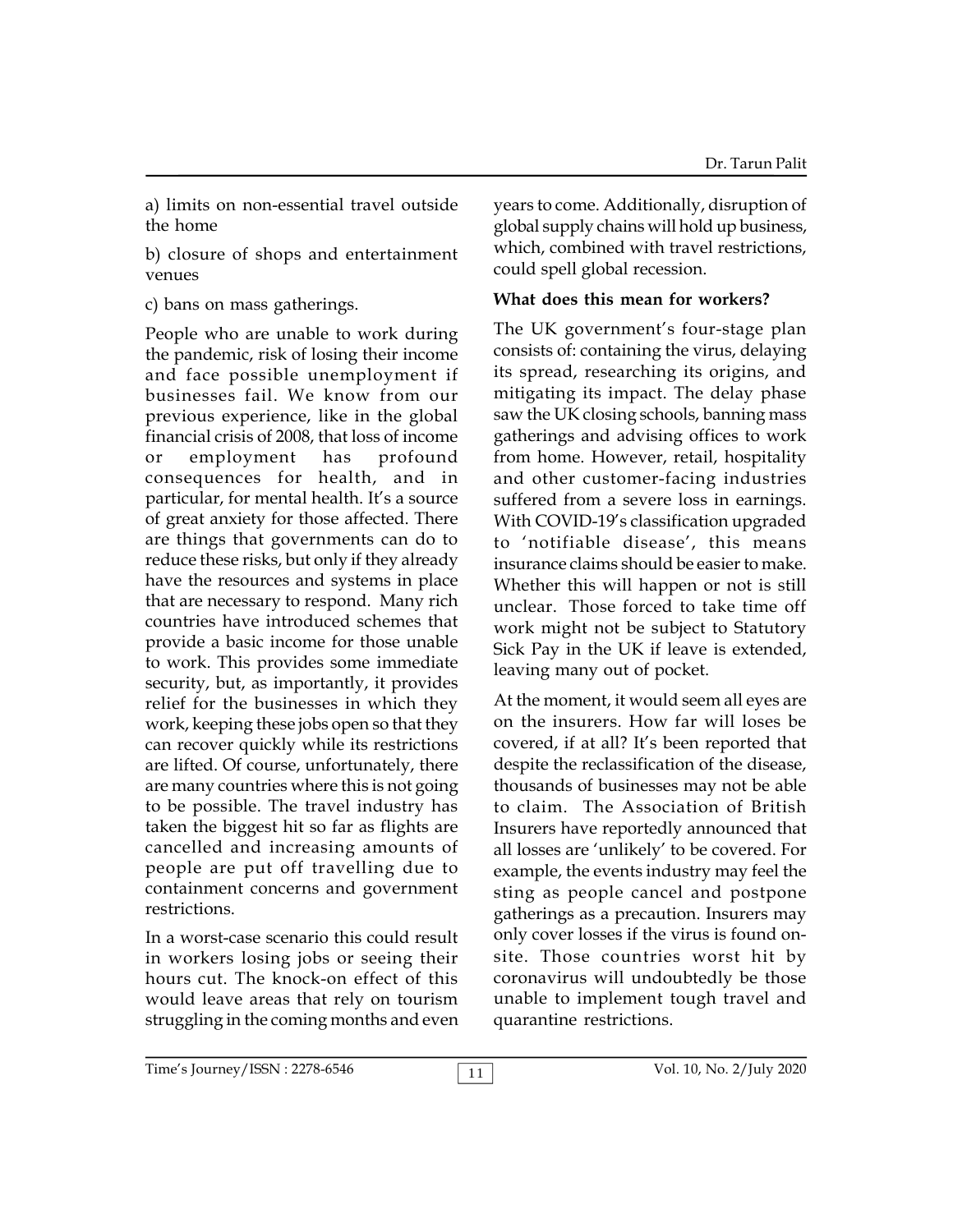a) limits on non-essential travel outside the home

b) closure of shops and entertainment venues

c) bans on mass gatherings.

People who are unable to work during the pandemic, risk of losing their income and face possible unemployment if businesses fail. We know from our previous experience, like in the global financial crisis of 2008, that loss of income or employment has profound consequences for health, and in particular, for mental health. It's a source of great anxiety for those affected. There are things that governments can do to reduce these risks, but only if they already have the resources and systems in place that are necessary to respond. Many rich countries have introduced schemes that provide a basic income for those unable to work. This provides some immediate security, but, as importantly, it provides relief for the businesses in which they work, keeping these jobs open so that they can recover quickly while its restrictions are lifted. Of course, unfortunately, there are many countries where this is not going to be possible. The travel industry has taken the biggest hit so far as flights are cancelled and increasing amounts of people are put off travelling due to containment concerns and government restrictions.

In a worst-case scenario this could result in workers losing jobs or seeing their hours cut. The knock-on effect of this would leave areas that rely on tourism struggling in the coming months and even years to come. Additionally, disruption of global supply chains will hold up business, which, combined with travel restrictions, could spell global recession.

**What does this mean for workers?**

The UK government's four-stage plan consists of: containing the virus, delaying its spread, researching its origins, and mitigating its impact. The delay phase saw the UK closing schools, banning mass gatherings and advising offices to work from home. However, retail, hospitality and other customer-facing industries suffered from a severe loss in earnings. With COVID-19's classification upgraded to 'notifiable disease', this means insurance claims should be easier to make. Whether this will happen or not is still unclear. Those forced to take time off work might not be subject to Statutory Sick Pay in the UK if leave is extended, leaving many out of pocket.

At the moment, it would seem all eyes are on the insurers. How far will loses be covered, if at all? It's been reported that despite the reclassification of the disease, thousands of businesses may not be able to claim. The Association of British Insurers have reportedly announced that all losses are 'unlikely' to be covered. For example, the events industry may feel the sting as people cancel and postpone gatherings as a precaution. Insurers may only cover losses if the virus is found on-site. Those countries worst hit by coronavirus will undoubtedly be those unable to implement tough travel and quarantine restrictions.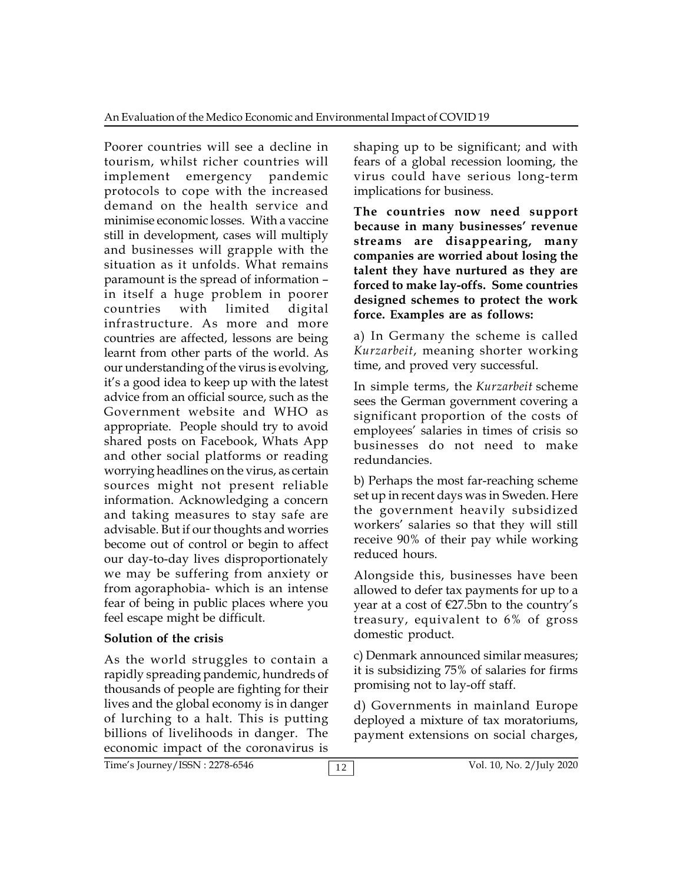Poorer countries will see a decline in tourism, whilst richer countries will implement emergency pandemic protocols to cope with the increased demand on the health service and minimise economic losses. With a vaccine still in development, cases will multiply and businesses will grapple with the situation as it unfolds. What remains paramount is the spread of information – in itself a huge problem in poorer countries with limited digital infrastructure. As more and more countries are affected, lessons are being learnt from other parts of the world. As our understanding of the virus is evolving, it's a good idea to keep up with the latest advice from an official source, such as the Government website and WHO as appropriate. People should try to avoid shared posts on Facebook, Whats App and other social platforms or reading worrying headlines on the virus, as certain sources might not present reliable information. Acknowledging a concern and taking measures to stay safe are advisable. But if our thoughts and worries become out of control or begin to affect our day-to-day lives disproportionately we may be suffering from anxiety or from agoraphobia- which is an intense fear of being in public places where you feel escape might be difficult.

**Solution of the crisis**

As the world struggles to contain a rapidly spreading pandemic, hundreds of thousands of people are fighting for their lives and the global economy is in danger of lurching to a halt. This is putting billions of livelihoods in danger. The economic impact of the coronavirus is shaping up to be significant; and with fears of a global recession looming, the virus could have serious long-term implications for business.

**The countries now need support because in many businesses' revenue streams are disappearing, many companies are worried about losing the talent they have nurtured as they are forced to make lay-offs. Some countries designed schemes to protect the work force. Examples are as follows:**

a) In Germany the scheme is called *Kurzarbeit*, meaning shorter working time, and proved very successful.

In simple terms, the *Kurzarbeit* scheme sees the German government covering a significant proportion of the costs of employees' salaries in times of crisis so businesses do not need to make redundancies.

b) Perhaps the most far-reaching scheme set up in recent days was in Sweden. Here the government heavily subsidized workers' salaries so that they will still receive 90% of their pay while working reduced hours.

Alongside this, businesses have been allowed to defer tax payments for up to a year at a cost of €27.5bn to the country's treasury, equivalent to 6% of gross domestic product.

c) Denmark announced similar measures; it is subsidizing 75% of salaries for firms promising not to lay-off staff.

d) Governments in mainland Europe deployed a mixture of tax moratoriums, payment extensions on social charges,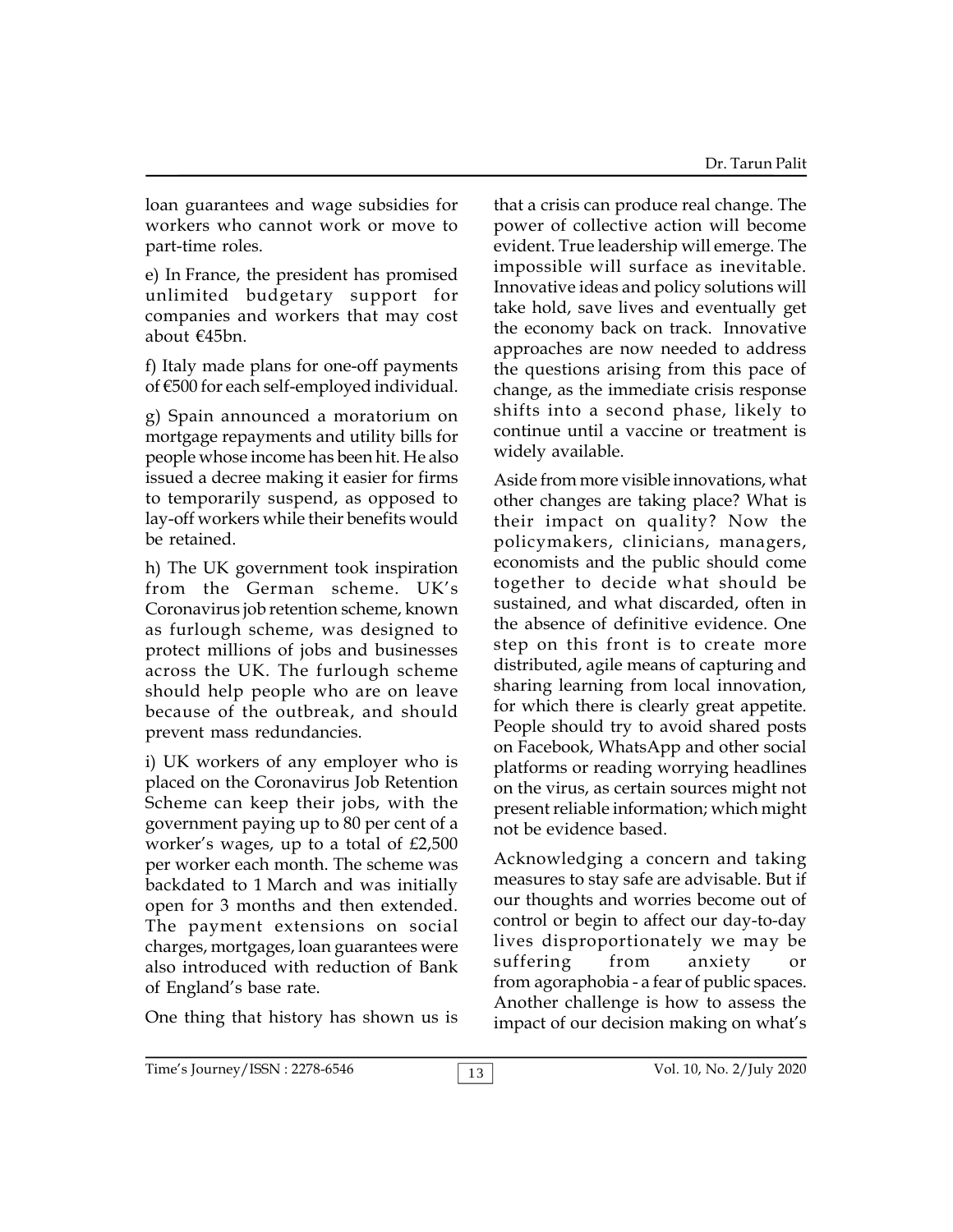loan guarantees and wage subsidies for workers who cannot work or move to part-time roles.

e) In France, the president has promised unlimited budgetary support for companies and workers that may cost about €45bn.

f) Italy made plans for one-off payments of €500 for each self-employed individual.

g) Spain announced a moratorium on mortgage repayments and utility bills for people whose income has been hit. He also issued a decree making it easier for firms to temporarily suspend, as opposed to lay-off workers while their benefits would be retained.

h) The UK government took inspiration from the German scheme. UK's Coronavirus job retention scheme, known as furlough scheme, was designed to protect millions of jobs and businesses across the UK. The furlough scheme should help people who are on leave because of the outbreak, and should prevent mass redundancies.

i) UK workers of any employer who is placed on the Coronavirus Job Retention Scheme can keep their jobs, with the government paying up to 80 per cent of a worker's wages, up to a total of £2,500 per worker each month. The scheme was backdated to 1 March and was initially open for 3 months and then extended. The payment extensions on social charges, mortgages, loan guarantees were also introduced with reduction of Bank of England's base rate.

One thing that history has shown us is that a crisis can produce real change. The power of collective action will become evident. True leadership will emerge. The impossible will surface as inevitable. Innovative ideas and policy solutions will take hold, save lives and eventually get the economy back on track. Innovative approaches are now needed to address the questions arising from this pace of change, as the immediate crisis response shifts into a second phase, likely to continue until a vaccine or treatment is widely available.

Aside from more visible innovations, what other changes are taking place? What is their impact on quality? Now the policymakers, clinicians, managers, economists and the public should come together to decide what should be sustained, and what discarded, often in the absence of definitive evidence. One step on this front is to create more distributed, agile means of capturing and sharing learning from local innovation, for which there is clearly great appetite. People should try to avoid shared posts on Facebook, WhatsApp and other social platforms or reading worrying headlines on the virus, as certain sources might not present reliable information; which might not be evidence based.

Acknowledging a concern and taking measures to stay safe are advisable. But if our thoughts and worries become out of control or begin to affect our day-to-day lives disproportionately we may be suffering from anxiety or from agoraphobia - a fear of public spaces. Another challenge is how to assess the impact of our decision making on what's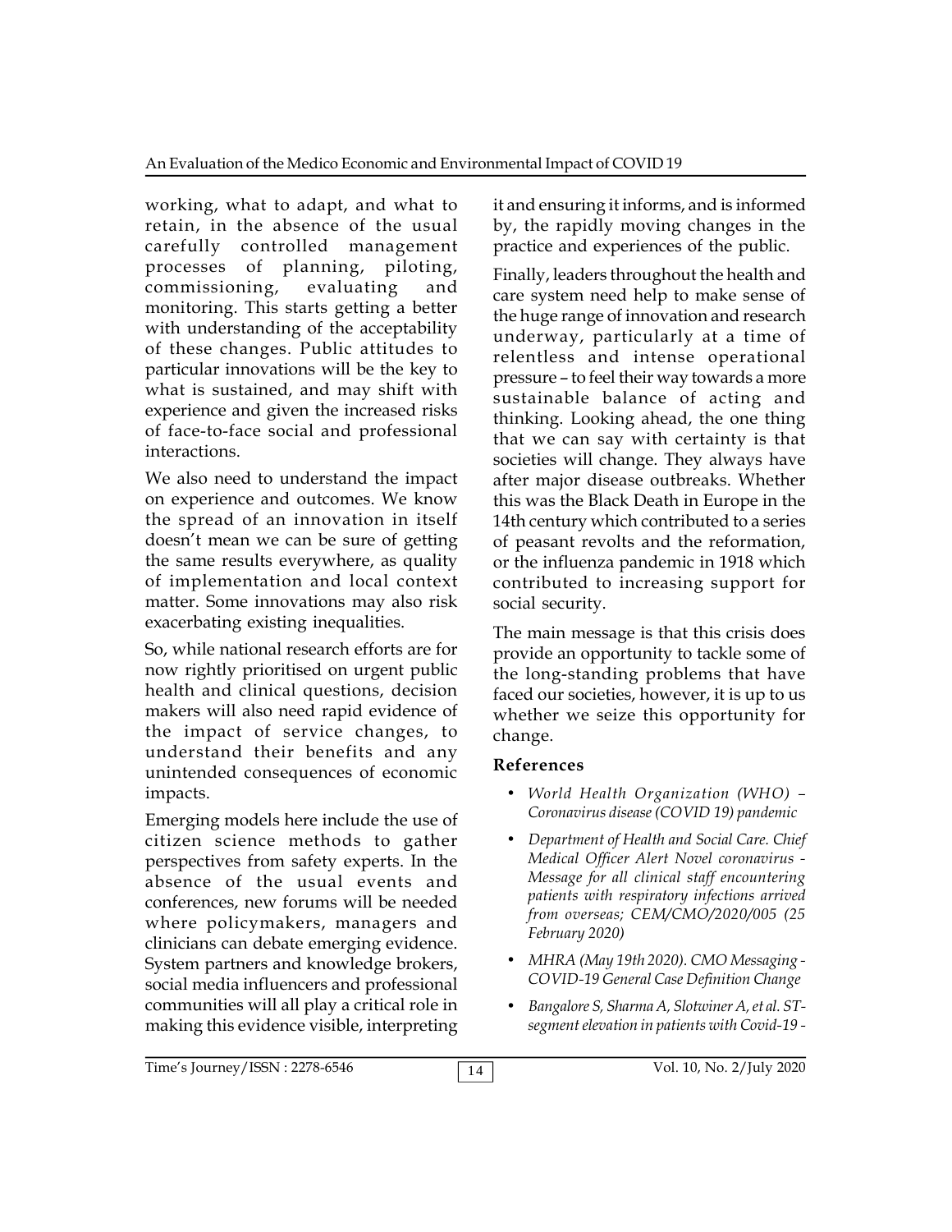working, what to adapt, and what to retain, in the absence of the usual carefully controlled management processes of planning, piloting, commissioning, evaluating and monitoring. This starts getting a better with understanding of the acceptability of these changes. Public attitudes to particular innovations will be the key to what is sustained, and may shift with experience and given the increased risks of face-to-face social and professional interactions.

We also need to understand the impact on experience and outcomes. We know the spread of an innovation in itself doesn't mean we can be sure of getting the same results everywhere, as quality of implementation and local context matter. Some innovations may also risk exacerbating existing inequalities.

So, while national research efforts are for now rightly prioritised on urgent public health and clinical questions, decision makers will also need rapid evidence of the impact of service changes, to understand their benefits and any unintended consequences of economic impacts.

Emerging models here include the use of citizen science methods to gather perspectives from safety experts. In the absence of the usual events and conferences, new forums will be needed where policymakers, managers and clinicians can debate emerging evidence. System partners and knowledge brokers, social media influencers and professional communities will all play a critical role in making this evidence visible, interpreting it and ensuring it informs, and is informed by, the rapidly moving changes in the practice and experiences of the public.

Finally, leaders throughout the health and care system need help to make sense of the huge range of innovation and research underway, particularly at a time of relentless and intense operational pressure – to feel their way towards a more sustainable balance of acting and thinking. Looking ahead, the one thing that we can say with certainty is that societies will change. They always have after major disease outbreaks. Whether this was the Black Death in Europe in the 14th century which contributed to a series of peasant revolts and the reformation, or the influenza pandemic in 1918 which contributed to increasing support for social security.

The main message is that this crisis does provide an opportunity to tackle some of the long-standing problems that have faced our societies, however, it is up to us whether we seize this opportunity for change.

### References

- *World Health Organization (WHO) – Coronavirus disease (COVID 19) pandemic*
- *Department of Health and Social Care. Chief Medical Officer Alert Novel coronavirus - Message for all clinical staff encountering patients with respiratory infections arrived from overseas; CEM/CMO/2020/005 (25 February 2020)*
- *MHRA (May 19th 2020). CMO Messaging - COVID-19 General Case Definition Change*
- *Bangalore S, Sharma A, Slotwiner A, et al. ST-segment elevation in patients with Covid-19 -*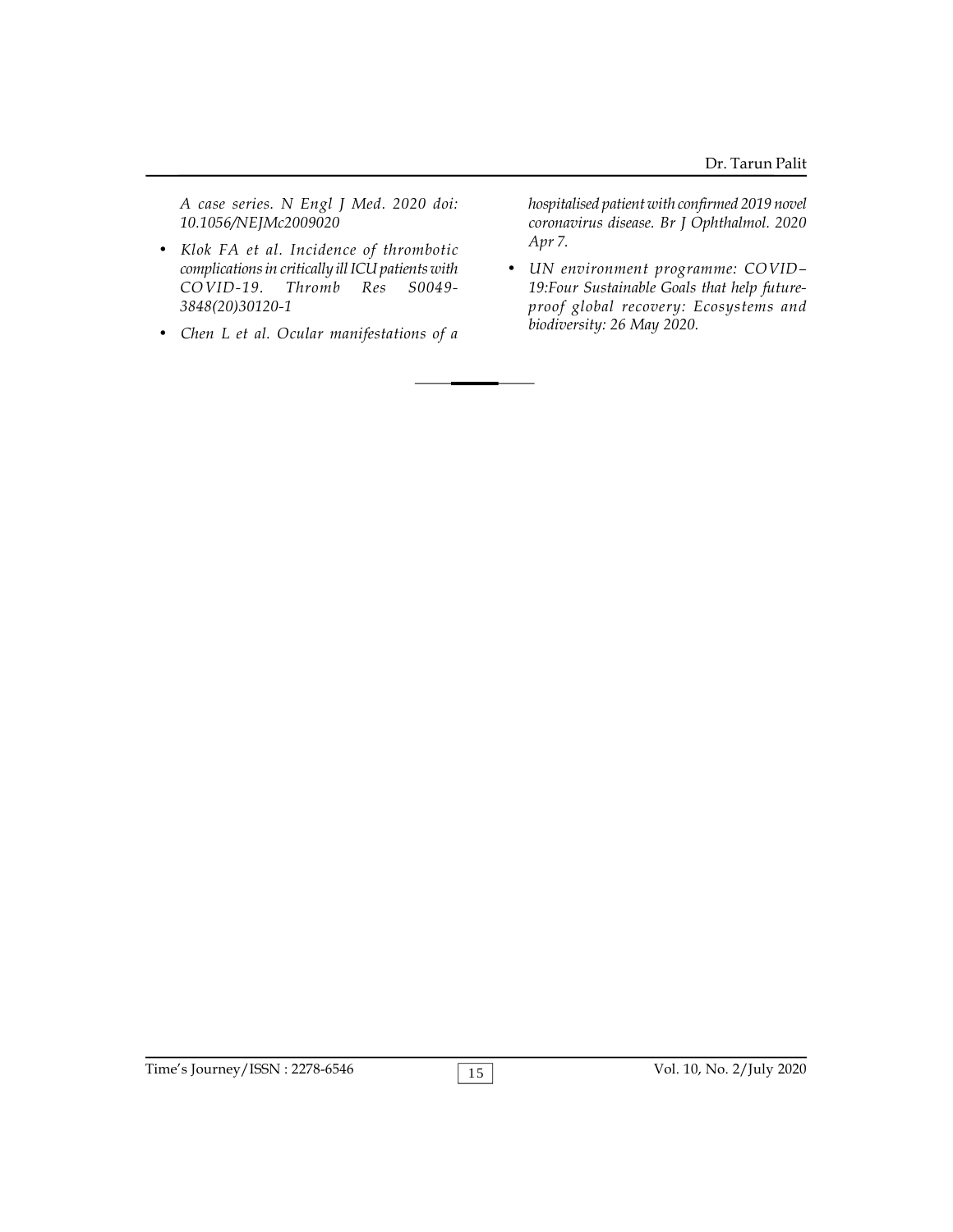*A case series. N Engl J Med. 2020 doi: 10.1056/NEJMc2009020*

- *Klok FA et al. Incidence of thrombotic complications in critically ill ICU patients with COVID-19. Thromb Res S0049-3848(20)30120-1*
- *Chen L et al. Ocular manifestations of a hospitalised patient with confirmed 2019 novel coronavirus disease. Br J Ophthalmol. 2020 Apr 7.*
- *UN environment programme: COVID–19:Four Sustainable Goals that help future-proof global recovery: Ecosystems and biodiversity: 26 May 2020.*